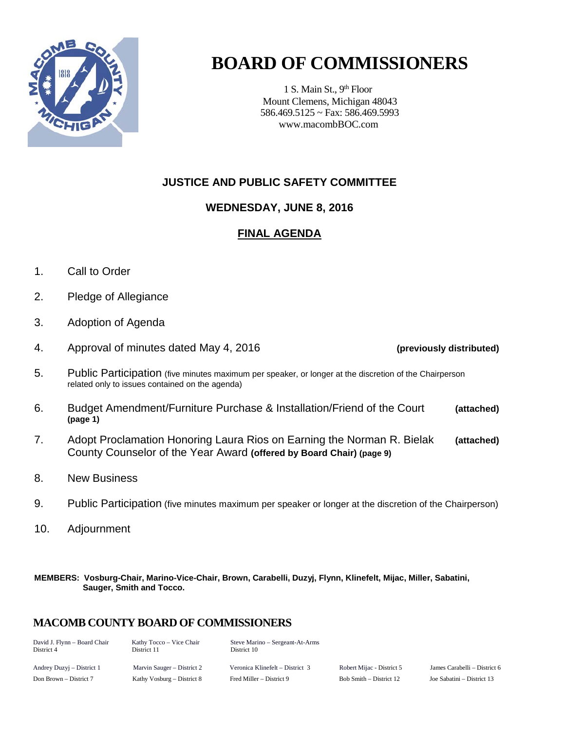# BOARD OF COMMISSIONERS

1 S. Main St., 9th Floor
Mount Clemens, Michigan 48043
586.469.5125 ~ Fax: 586.469.5993
www.macombBOC.com

## JUSTICE AND PUBLIC SAFETY COMMITTEE

### WEDNESDAY, JUNE 8, 2016

### FINAL AGENDA

1. Call to Order
2. Pledge of Allegiance
3. Adoption of Agenda
4. Approval of minutes dated May 4, 2016 **(previously distributed)**
5. Public Participation (five minutes maximum per speaker, or longer at the discretion of the Chairperson related only to issues contained on the agenda)
6. Budget Amendment/Furniture Purchase & Installation/Friend of the Court **(attached)** **(page 1)**
7. Adopt Proclamation Honoring Laura Rios on Earning the Norman R. Bielak County Counselor of the Year Award **(offered by Board Chair) (page 9)** **(attached)**
8. New Business
9. Public Participation (five minutes maximum per speaker or longer at the discretion of the Chairperson)
10. Adjournment

**MEMBERS: Vosburg-Chair, Marino-Vice-Chair, Brown, Carabelli, Duzyj, Flynn, Klinefelt, Mijac, Miller, Sabatini, Sauger, Smith and Tocco.**

## MACOMB COUNTY BOARD OF COMMISSIONERS

| | | | | |
|---|---|---|---|---|
| David J. Flynn – Board Chair<br>District 4 | Kathy Tocco – Vice Chair<br>District 11 | Steve Marino – Sergeant-At-Arms<br>District 10 | | |
| Andrey Duzyj – District 1 | Marvin Sauger – District 2 | Veronica Klinefelt – District 3 | Robert Mijac - District 5 | James Carabelli – District 6 |
| Don Brown – District 7 | Kathy Vosburg – District 8 | Fred Miller – District 9 | Bob Smith – District 12 | Joe Sabatini – District 13 |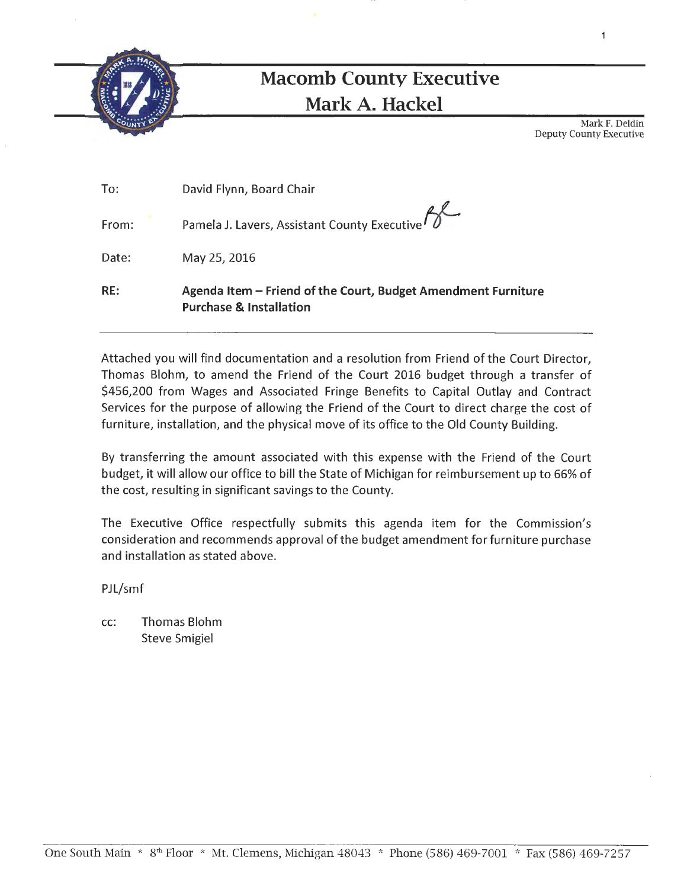# Macomb County Executive
## Mark A. Hackel

Mark F. Deldin
Deputy County Executive

To: David Flynn, Board Chair

From: Pamela J. Lavers, Assistant County Executive

Date: May 25, 2016

**RE: Agenda Item – Friend of the Court, Budget Amendment Furniture Purchase & Installation**

---

Attached you will find documentation and a resolution from Friend of the Court Director, Thomas Blohm, to amend the Friend of the Court 2016 budget through a transfer of $456,200 from Wages and Associated Fringe Benefits to Capital Outlay and Contract Services for the purpose of allowing the Friend of the Court to direct charge the cost of furniture, installation, and the physical move of its office to the Old County Building.

By transferring the amount associated with this expense with the Friend of the Court budget, it will allow our office to bill the State of Michigan for reimbursement up to 66% of the cost, resulting in significant savings to the County.

The Executive Office respectfully submits this agenda item for the Commission's consideration and recommends approval of the budget amendment for furniture purchase and installation as stated above.

PJL/smf

cc: Thomas Blohm
Steve Smigiel

One South Main * 8th Floor * Mt. Clemens, Michigan 48043 * Phone (586) 469-7001 * Fax (586) 469-7257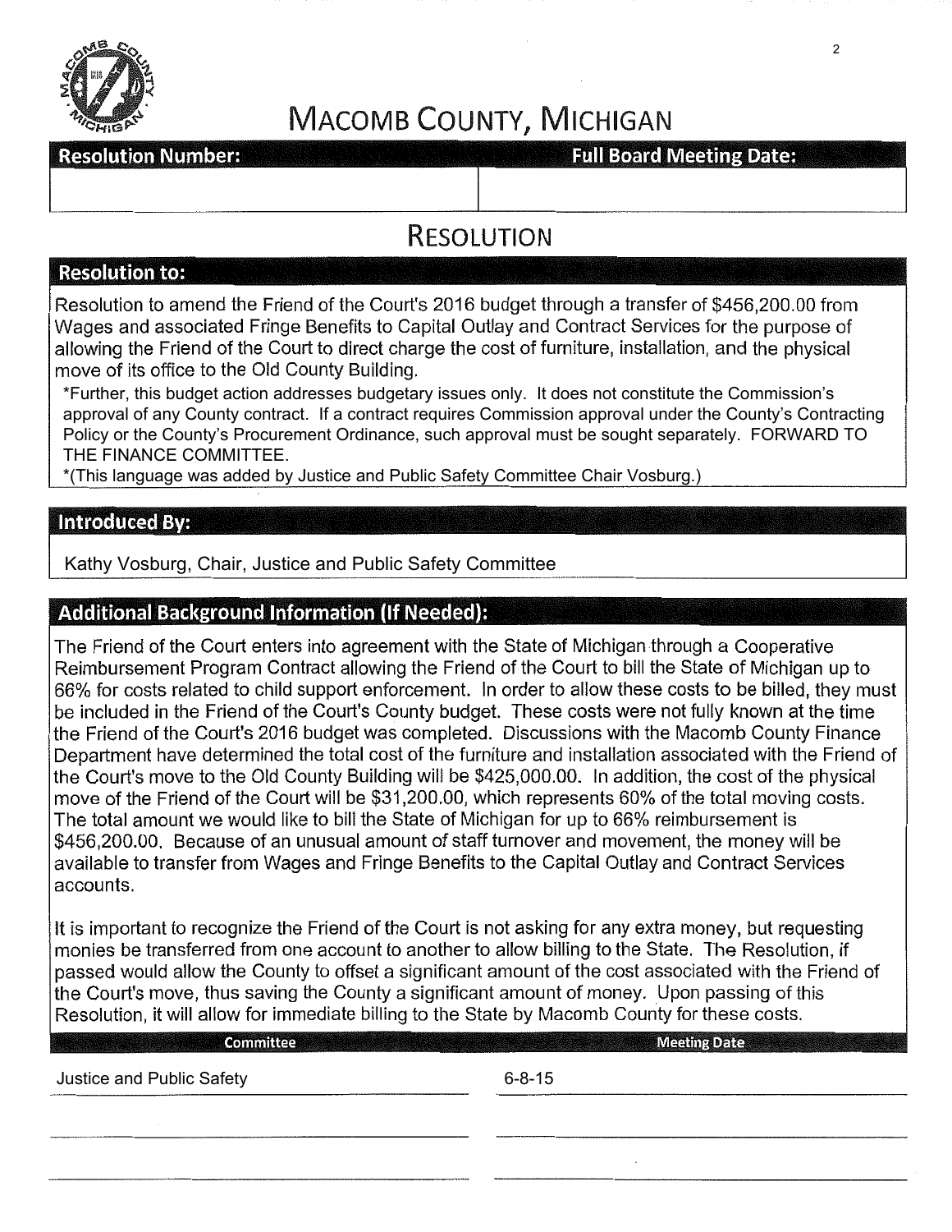# MACOMB COUNTY, MICHIGAN

| Resolution Number: | Full Board Meeting Date: |
|---|---|
| | |

## RESOLUTION

### Resolution to:

Resolution to amend the Friend of the Court's 2016 budget through a transfer of $456,200.00 from Wages and associated Fringe Benefits to Capital Outlay and Contract Services for the purpose of allowing the Friend of the Court to direct charge the cost of furniture, installation, and the physical move of its office to the Old County Building.

*Further, this budget action addresses budgetary issues only. It does not constitute the Commission's approval of any County contract. If a contract requires Commission approval under the County's Contracting Policy or the County's Procurement Ordinance, such approval must be sought separately. FORWARD TO THE FINANCE COMMITTEE.

*(This language was added by Justice and Public Safety Committee Chair Vosburg.)

### Introduced By:

Kathy Vosburg, Chair, Justice and Public Safety Committee

### Additional Background Information (If Needed):

The Friend of the Court enters into agreement with the State of Michigan through a Cooperative Reimbursement Program Contract allowing the Friend of the Court to bill the State of Michigan up to 66% for costs related to child support enforcement. In order to allow these costs to be billed, they must be included in the Friend of the Court's County budget. These costs were not fully known at the time the Friend of the Court's 2016 budget was completed. Discussions with the Macomb County Finance Department have determined the total cost of the furniture and installation associated with the Friend of the Court's move to the Old County Building will be $425,000.00. In addition, the cost of the physical move of the Friend of the Court will be $31,200.00, which represents 60% of the total moving costs. The total amount we would like to bill the State of Michigan for up to 66% reimbursement is $456,200.00. Because of an unusual amount of staff turnover and movement, the money will be available to transfer from Wages and Fringe Benefits to the Capital Outlay and Contract Services accounts.

It is important to recognize the Friend of the Court is not asking for any extra money, but requesting monies be transferred from one account to another to allow billing to the State. The Resolution, if passed would allow the County to offset a significant amount of the cost associated with the Friend of the Court's move, thus saving the County a significant amount of money. Upon passing of this Resolution, it will allow for immediate billing to the State by Macomb County for these costs.

| Committee | Meeting Date |
|---|---|
| Justice and Public Safety | 6-8-15 |
| | |
| | |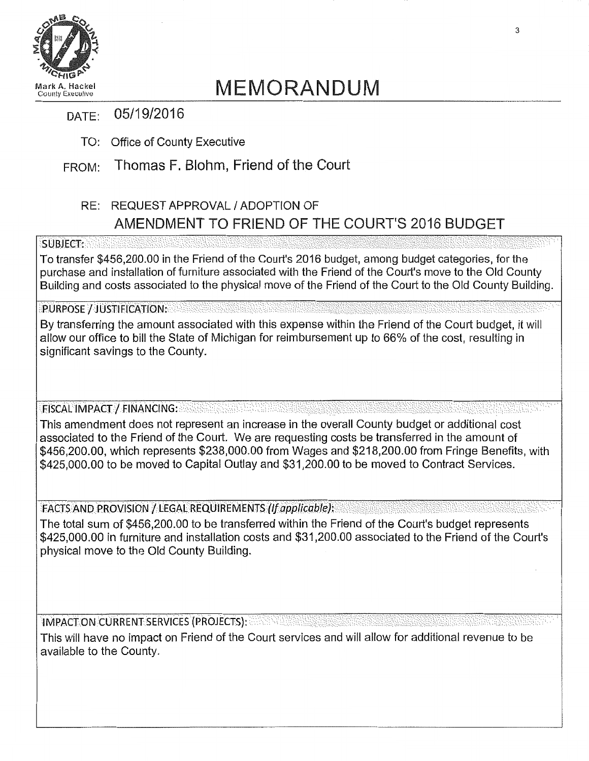Mark A. Hackel
County Executive

# MEMORANDUM

DATE: 05/19/2016

TO: Office of County Executive

FROM: Thomas F. Blohm, Friend of the Court

RE: REQUEST APPROVAL / ADOPTION OF
## AMENDMENT TO FRIEND OF THE COURT'S 2016 BUDGET

**SUBJECT:**

To transfer $456,200.00 in the Friend of the Court's 2016 budget, among budget categories, for the purchase and installation of furniture associated with the Friend of the Court's move to the Old County Building and costs associated to the physical move of the Friend of the Court to the Old County Building.

**PURPOSE / JUSTIFICATION:**

By transferring the amount associated with this expense within the Friend of the Court budget, it will allow our office to bill the State of Michigan for reimbursement up to 66% of the cost, resulting in significant savings to the County.

**FISCAL IMPACT / FINANCING:**

This amendment does not represent an increase in the overall County budget or additional cost associated to the Friend of the Court. We are requesting costs be transferred in the amount of $456,200.00, which represents $238,000.00 from Wages and $218,200.00 from Fringe Benefits, with $425,000.00 to be moved to Capital Outlay and $31,200.00 to be moved to Contract Services.

**FACTS AND PROVISION / LEGAL REQUIREMENTS** *(If applicable)*:

The total sum of $456,200.00 to be transferred within the Friend of the Court's budget represents $425,000.00 in furniture and installation costs and $31,200.00 associated to the Friend of the Court's physical move to the Old County Building.

**IMPACT ON CURRENT SERVICES (PROJECTS):**

This will have no impact on Friend of the Court services and will allow for additional revenue to be available to the County.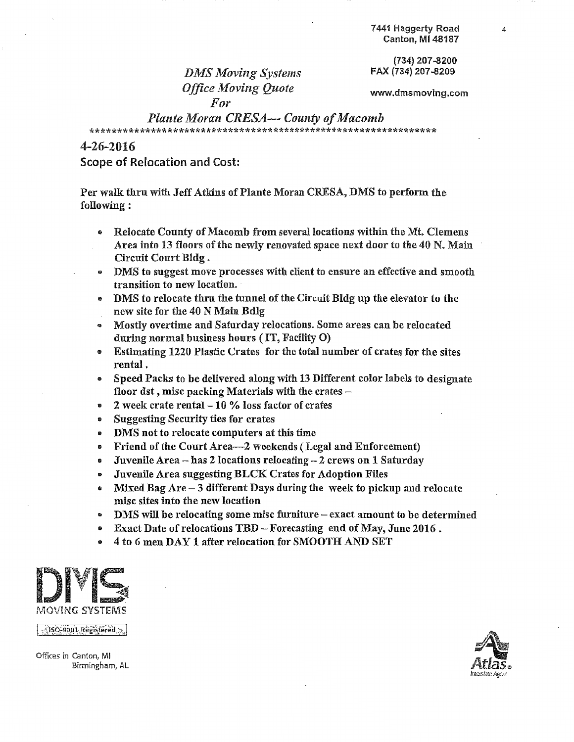7441 Haggerty Road
Canton, MI 48187

(734) 207-8200
FAX (734) 207-8209

www.dmsmoving.com

*DMS Moving Systems*
*Office Moving Quote*
*For*
*Plante Moran CRESA--- County of Macomb*

*****************************************************************

**4-26-2016**

**Scope of Relocation and Cost:**

**Per walk thru with Jeff Atkins of Plante Moran CRESA, DMS to perform the following :**

- **Relocate County of Macomb from several locations within the Mt. Clemens Area into 13 floors of the newly renovated space next door to the 40 N. Main Circuit Court Bldg .**
- **DMS to suggest move processes with client to ensure an effective and smooth transition to new location.**
- **DMS to relocate thru the tunnel of the Circuit Bldg up the elevator to the new site for the 40 N Main Bdlg**
- **Mostly overtime and Saturday relocations. Some areas can be relocated during normal business hours ( IT, Facility O)**
- **Estimating 1220 Plastic Crates for the total number of crates for the sites rental .**
- **Speed Packs to be delivered along with 13 Different color labels to designate floor dst , misc packing Materials with the crates –**
- **2 week crate rental – 10 % loss factor of crates**
- **Suggesting Security ties for crates**
- **DMS not to relocate computers at this time**
- **Friend of the Court Area—2 weekends ( Legal and Enforcement)**
- **Juvenile Area – has 2 locations relocating – 2 crews on 1 Saturday**
- **Juvenile Area suggesting BLCK Crates for Adoption Files**
- **Mixed Bag Are – 3 different Days during the week to pickup and relocate misc sites into the new location**
- **DMS will be relocating some misc furniture – exact amount to be determined**
- **Exact Date of relocations TBD – Forecasting end of May, June 2016 .**
- **4 to 6 men DAY 1 after relocation for SMOOTH AND SET**

DMS MOVING SYSTEMS

ISO-9001 Registered

Offices in Canton, MI
Birmingham, AL

Atlas® Interstate Agent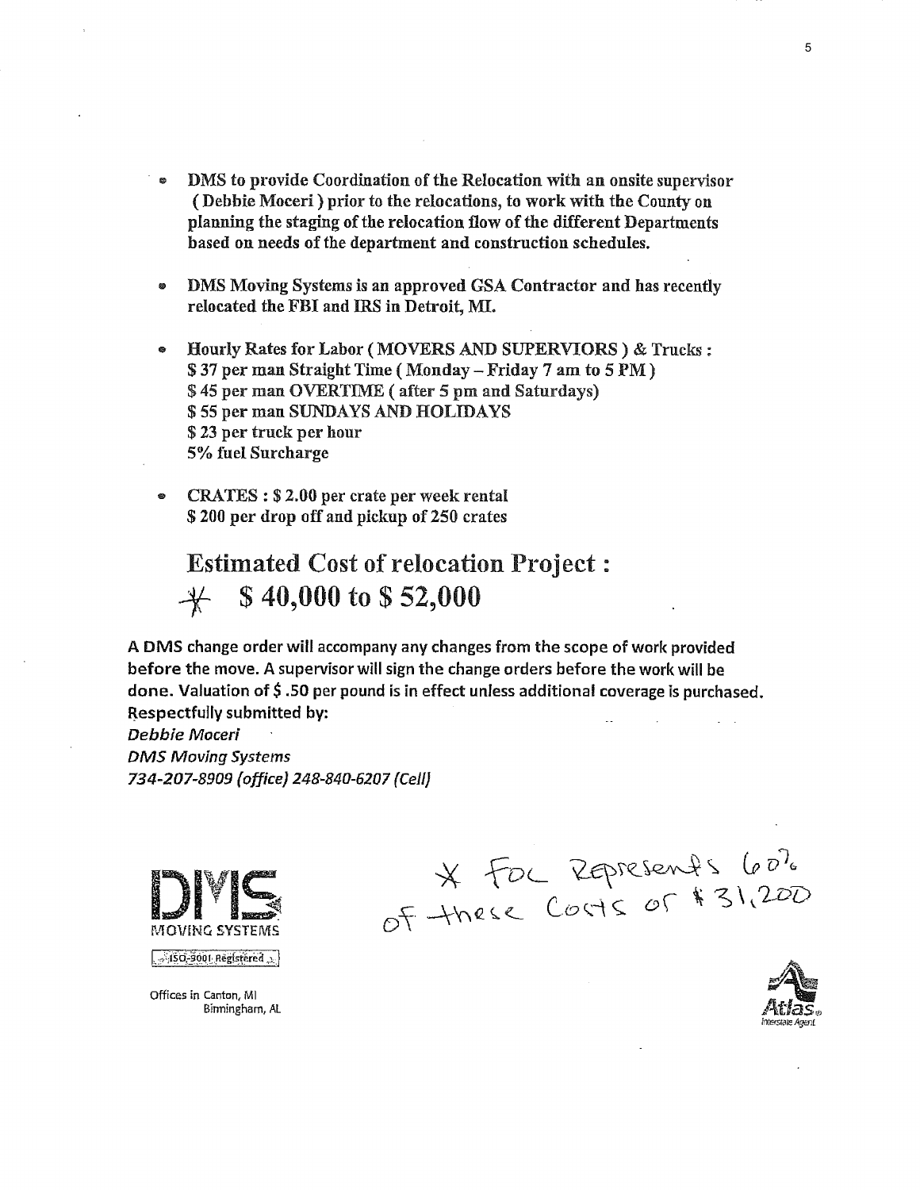- **DMS to provide Coordination of the Relocation with an onsite supervisor ( Debbie Moceri ) prior to the relocations, to work with the County on planning the staging of the relocation flow of the different Departments based on needs of the department and construction schedules.**

- **DMS Moving Systems is an approved GSA Contractor and has recently relocated the FBI and IRS in Detroit, MI.**

- **Hourly Rates for Labor ( MOVERS AND SUPERVIORS ) & Trucks :**
  **$ 37 per man Straight Time ( Monday – Friday 7 am to 5 PM )**
  **$ 45 per man OVERTIME ( after 5 pm and Saturdays)**
  **$ 55 per man SUNDAYS AND HOLIDAYS**
  **$ 23 per truck per hour**
  **5% fuel Surcharge**

- **CRATES : $ 2.00 per crate per week rental**
  **$ 200 per drop off and pickup of 250 crates**

## Estimated Cost of relocation Project :

## * $ 40,000 to $ 52,000

**A DMS change order will accompany any changes from the scope of work provided before the move. A supervisor will sign the change orders before the work will be done. Valuation of $ .50 per pound is in effect unless additional coverage is purchased.**
**Respectfully submitted by:**
***Debbie Moceri***
*DMS Moving Systems*
*734-207-8909 (office) 248-840-6207 (Cell)*

DMS MOVING SYSTEMS
ISO-9001 Registered

Offices in Canton, MI
Birmingham, AL

* FOC Represents 60% of these Costs or $31,200

Atlas Interstate Agent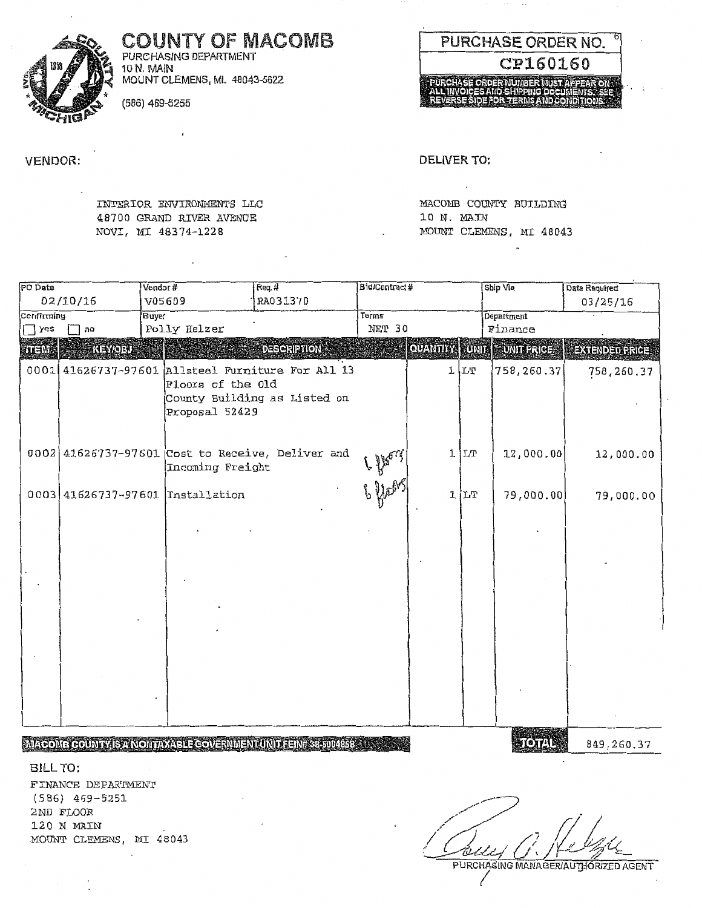# COUNTY OF MACOMB

PURCHASING DEPARTMENT
10 N. MAIN
MOUNT CLEMENS, MI. 48043-5622

(586) 469-5255

**PURCHASE ORDER NO.**

**CP160160**

PURCHASE ORDER NUMBER MUST APPEAR ON ALL INVOICES AND SHIPPING DOCUMENTS. SEE REVERSE SIDE FOR TERMS AND CONDITIONS.

**VENDOR:**

INTERIOR ENVIRONMENTS LLC
48700 GRAND RIVER AVENUE
NOVI, MI 48374-1228

**DELIVER TO:**

MACOMB COUNTY BUILDING
10 N. MAIN
MOUNT CLEMENS, MI 48043

| PO Date | Vendor # | Req. # | Bid/Contract # | Ship Via | Date Required |
|---|---|---|---|---|---|
| 02/10/16 | V05609 | RA031370 | | | 03/25/16 |

| Confirming | Buyer | Terms | Department |
|---|---|---|---|
| ☐ yes ☐ no | Polly Helzer | NET 30 | Finance |

| ITEM | KEY/OBJ | DESCRIPTION | QUANTITY | UNIT | UNIT PRICE | EXTENDED PRICE |
|---|---|---|---|---|---|---|
| 0001 | 41626737-97601 | Allsteel Furniture For All 13 Floors of the Old County Building as Listed on Proposal 52429 | 1 | LT | 758,260.37 | 758,260.37 |
| 0002 | 41626737-97601 | Cost to Receive, Deliver and Incoming Freight (handwritten: 6 floors) | 1 | LT | 12,000.00 | 12,000.00 |
| 0003 | 41626737-97601 | Installation (handwritten: 6 floors) | 1 | LT | 79,000.00 | 79,000.00 |

MACOMB COUNTY IS A NONTAXABLE GOVERNMENT UNIT FEIN# 38-6004868

**TOTAL** 849,260.37

**BILL TO:**

FINANCE DEPARTMENT
(586) 469-5251
2ND FLOOR
120 N MAIN
MOUNT CLEMENS, MI 48043

PURCHASING MANAGER/AUTHORIZED AGENT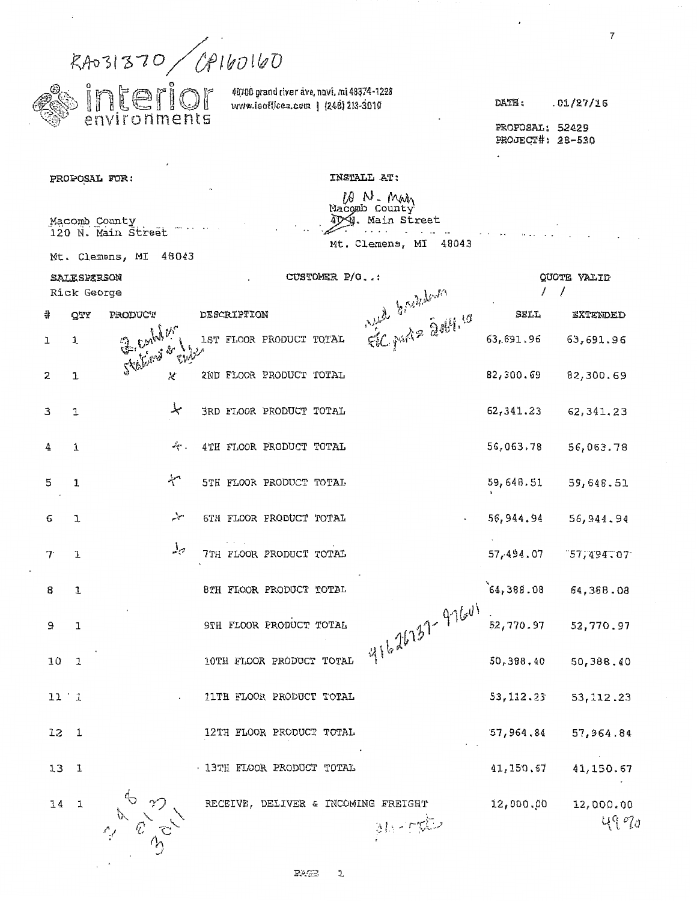RA031870 / CP160160

interior environments

40700 grand river ave, novi, mi 48374-1228
www.ieoffices.com | (248) 213-3010

DATE: 01/27/16

PROPOSAL: 52429
PROJECT#: 28-530

PROPOSAL FOR:

Macomb County
120 N. Main Street

Mt. Clemens, MI 48043

INSTALL AT:

10 N. Main
Macomb County
~~40~~ N. Main Street

Mt. Clemens, MI 48043

SALESPERSON: Rick George

CUSTOMER P/O.:

QUOTE VALID: / /

| # | QTY | PRODUCT | DESCRIPTION | SELL | EXTENDED |
|---|---|---|---|---|---|
| 1 | 1 | 2 cashier stations & 1 cube | 1ST FLOOR PRODUCT TOTAL | 63,691.96 | 63,691.96 |
| 2 | 1 | x | 2ND FLOOR PRODUCT TOTAL | 82,300.69 | 82,300.69 |
| 3 | 1 | + | 3RD FLOOR PRODUCT TOTAL | 62,341.23 | 62,341.23 |
| 4 | 1 | + | 4TH FLOOR PRODUCT TOTAL | 56,063.78 | 56,063.78 |
| 5 | 1 | + | 5TH FLOOR PRODUCT TOTAL | 59,648.51 | 59,648.51 |
| 6 | 1 | + | 6TH FLOOR PRODUCT TOTAL | 56,944.94 | 56,944.94 |
| 7 | 1 | + | 7TH FLOOR PRODUCT TOTAL | 57,494.07 | 57,494.07 |
| 8 | 1 | | 8TH FLOOR PRODUCT TOTAL | 64,388.08 | 64,388.08 |
| 9 | 1 | | 9TH FLOOR PRODUCT TOTAL | 52,770.97 | 52,770.97 |
| 10 | 1 | | 10TH FLOOR PRODUCT TOTAL | 50,388.40 | 50,388.40 |
| 11 | 1 | | 11TH FLOOR PRODUCT TOTAL | 53,112.23 | 53,112.23 |
| 12 | 1 | | 12TH FLOOR PRODUCT TOTAL | 57,964.84 | 57,964.84 |
| 13 | 1 | | 13TH FLOOR PRODUCT TOTAL | 41,150.67 | 41,150.67 |
| 14 | 1 | | RECEIVE, DELIVER & INCOMING FREIGHT | 12,000.00 | 12,000.00 |

Handwritten notes: "need breakdown FIC parts 2084.10"; "41626737-97601"; "8 9 10 11 12 13"; "all-rate"; "4970"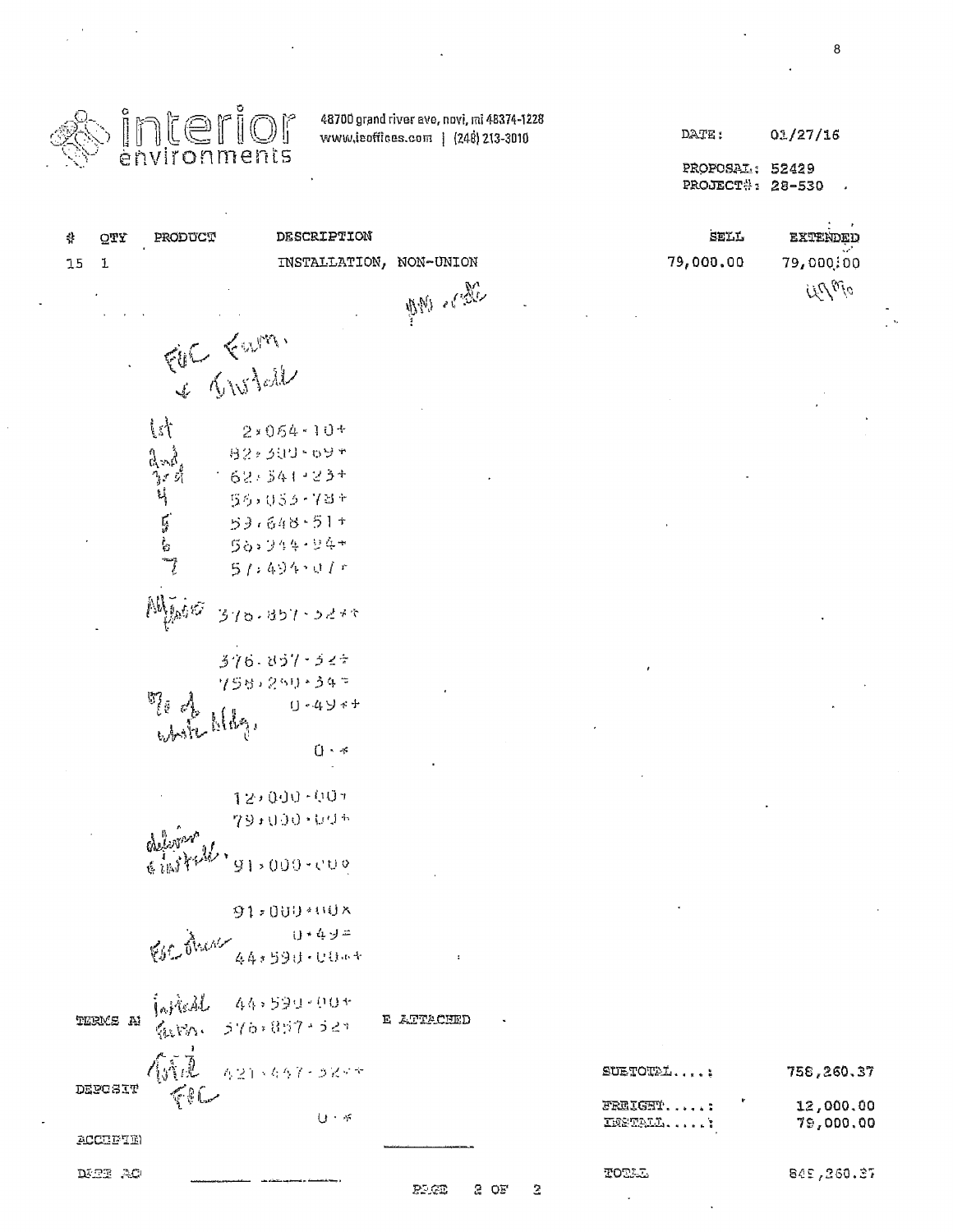**interior environments**

48700 grand river ave, novi, mi 48374-1228
www.ieoffices.com | (248) 213-3010

DATE: 01/27/16

PROPOSAL: 52429
PROJECT#: 28-530

| # | QTY | PRODUCT | DESCRIPTION | SELL | EXTENDED |
|---|---|---|---|---|---|
| 15 | 1 | | INSTALLATION, NON-UNION | 79,000.00 | 79,000.00 |

49%

FOC Furn. & Install

1st 2,064.10+
2nd 82,300.09+
3rd 62,541.23+
4 56,053.78+
5 59,648.51+
6 56,744.94+
7 57,494.07+

All floors 376,857.52**

376,857.52÷
758,260.34=
% of whole bldg. 0.49*+

0.*

12,000.00+
79,000.00+
deliver & install 91,000.00*

91,000.00×
0.49=
FOC share 44,590.00*+

install 44,590.00+
Furn. 376,857.52+

Total FOC 421,447.52*+

0.*

TERMS A... E ATTACHED

DEPOSIT

ACCEPTED

DATE AC

| | |
|---|---|
| SUBTOTAL....: | 758,260.37 |
| FREIGHT.....: | 12,000.00 |
| INSTALL.....: | 79,000.00 |
| TOTAL | 849,260.37 |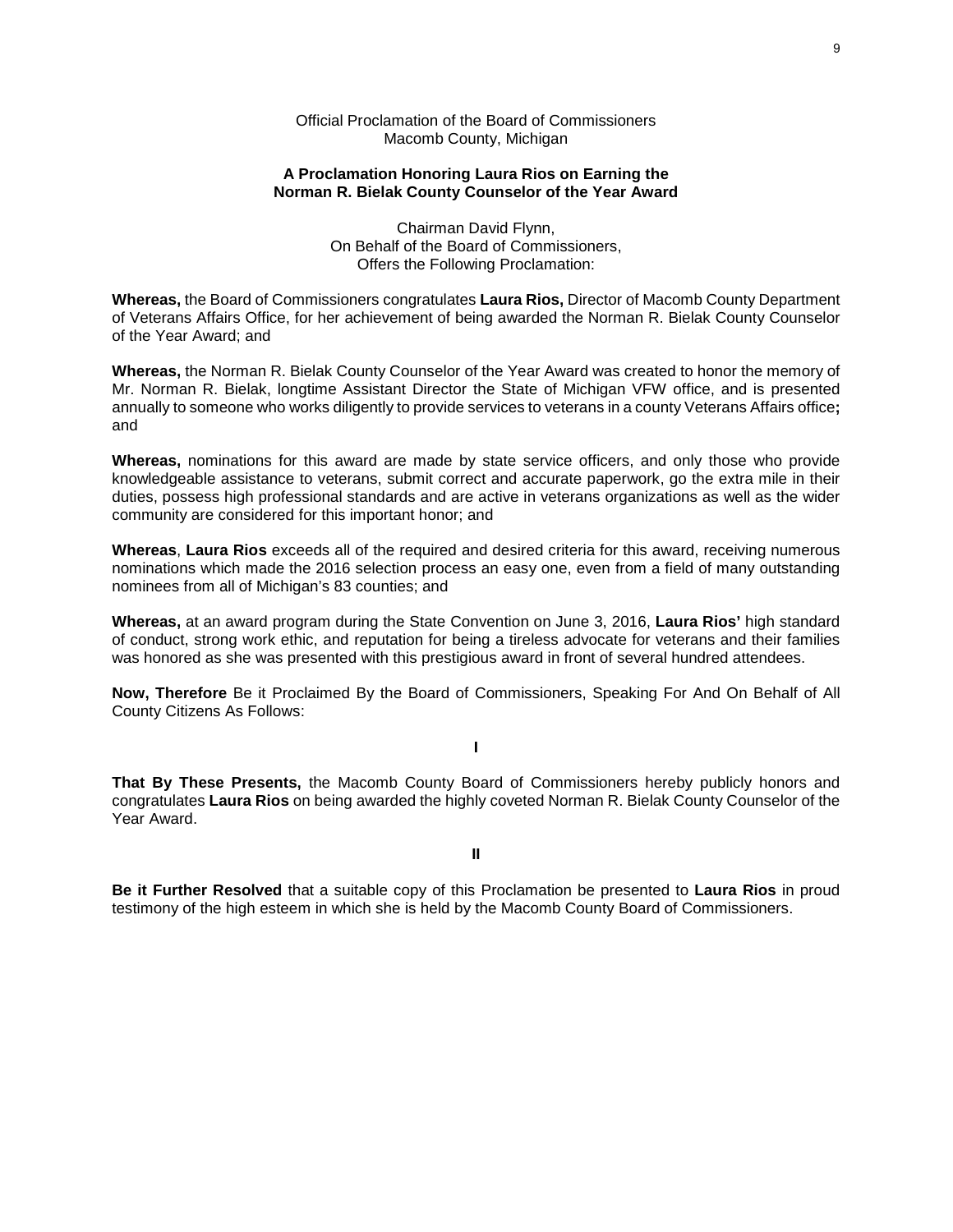Official Proclamation of the Board of Commissioners
Macomb County, Michigan

**A Proclamation Honoring Laura Rios on Earning the Norman R. Bielak County Counselor of the Year Award**

Chairman David Flynn,
On Behalf of the Board of Commissioners,
Offers the Following Proclamation:

**Whereas,** the Board of Commissioners congratulates **Laura Rios,** Director of Macomb County Department of Veterans Affairs Office, for her achievement of being awarded the Norman R. Bielak County Counselor of the Year Award; and

**Whereas,** the Norman R. Bielak County Counselor of the Year Award was created to honor the memory of Mr. Norman R. Bielak, longtime Assistant Director the State of Michigan VFW office, and is presented annually to someone who works diligently to provide services to veterans in a county Veterans Affairs office**;** and

**Whereas,** nominations for this award are made by state service officers, and only those who provide knowledgeable assistance to veterans, submit correct and accurate paperwork, go the extra mile in their duties, possess high professional standards and are active in veterans organizations as well as the wider community are considered for this important honor; and

**Whereas**, **Laura Rios** exceeds all of the required and desired criteria for this award, receiving numerous nominations which made the 2016 selection process an easy one, even from a field of many outstanding nominees from all of Michigan's 83 counties; and

**Whereas,** at an award program during the State Convention on June 3, 2016, **Laura Rios'** high standard of conduct, strong work ethic, and reputation for being a tireless advocate for veterans and their families was honored as she was presented with this prestigious award in front of several hundred attendees.

**Now, Therefore** Be it Proclaimed By the Board of Commissioners, Speaking For And On Behalf of All County Citizens As Follows:

**I**

**That By These Presents,** the Macomb County Board of Commissioners hereby publicly honors and congratulates **Laura Rios** on being awarded the highly coveted Norman R. Bielak County Counselor of the Year Award.

**II**

**Be it Further Resolved** that a suitable copy of this Proclamation be presented to **Laura Rios** in proud testimony of the high esteem in which she is held by the Macomb County Board of Commissioners.